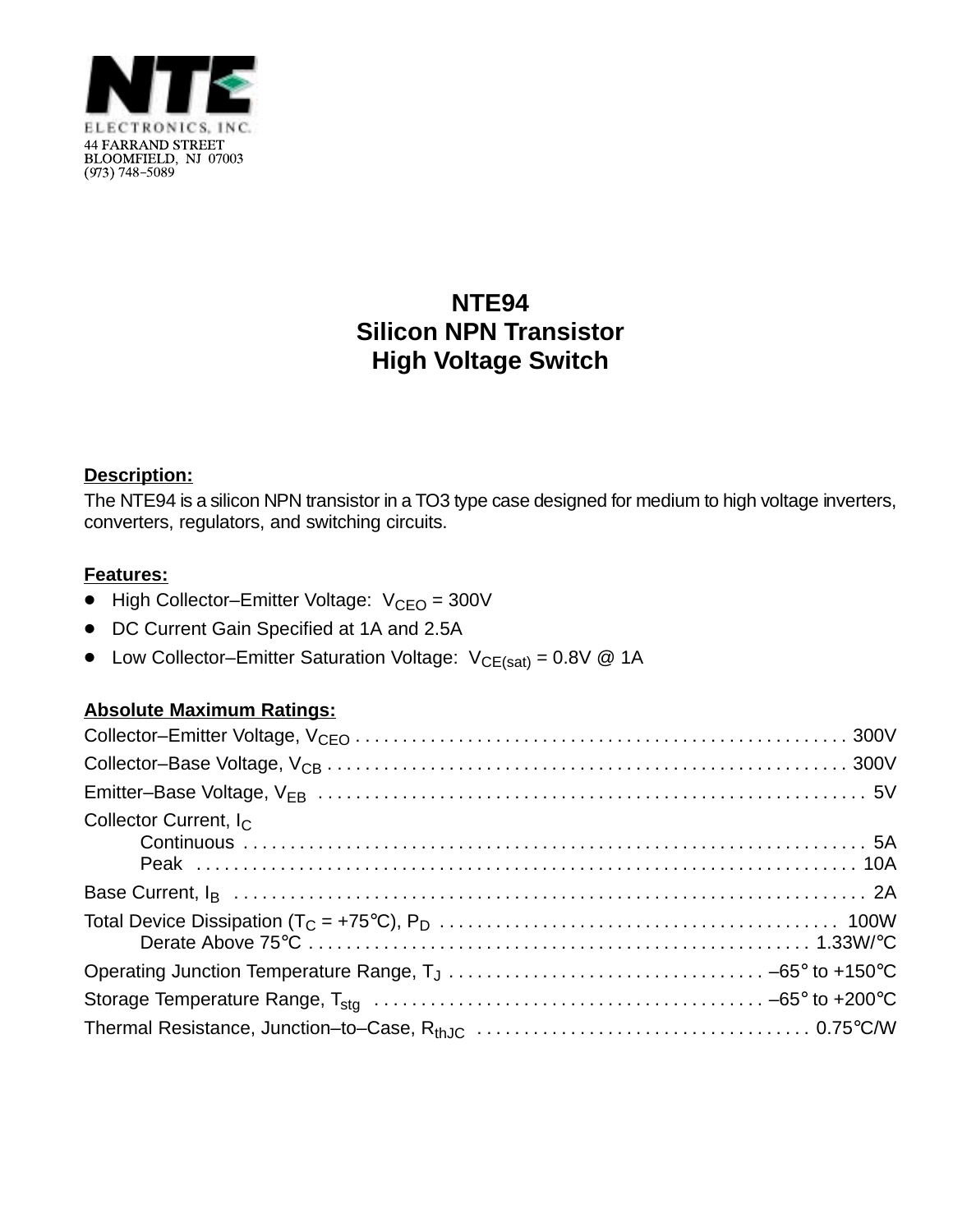NTE ELECTRONICS, INC.
44 FARRAND STREET
BLOOMFIELD, NJ 07003
(973) 748–5089

# NTE94
# Silicon NPN Transistor
# High Voltage Switch

**Description:**

The NTE94 is a silicon NPN transistor in a TO3 type case designed for medium to high voltage inverters, converters, regulators, and switching circuits.

**Features:**

- High Collector–Emitter Voltage: $V_{CEO}$ = 300V
- DC Current Gain Specified at 1A and 2.5A
- Low Collector–Emitter Saturation Voltage: $V_{CE(sat)}$ = 0.8V @ 1A

**Absolute Maximum Ratings:**

Collector–Emitter Voltage, $V_{CEO}$ . . . . . 300V

Collector–Base Voltage, $V_{CB}$ . . . . . 300V

Emitter–Base Voltage, $V_{EB}$ . . . . . 5V

Collector Current, $I_C$

- Continuous . . . . . 5A
- Peak . . . . . 10A

Base Current, $I_B$ . . . . . 2A

Total Device Dissipation ($T_C$ = +75°C), $P_D$ . . . . . 100W

- Derate Above 75°C . . . . . 1.33W/°C

Operating Junction Temperature Range, $T_J$ . . . . . –65° to +150°C

Storage Temperature Range, $T_{stg}$ . . . . . –65° to +200°C

Thermal Resistance, Junction–to–Case, $R_{thJC}$ . . . . . 0.75°C/W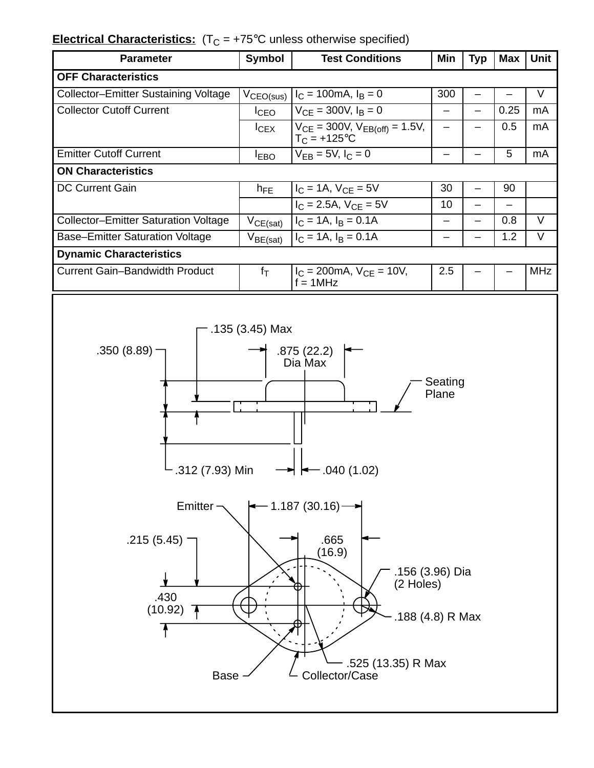**Electrical Characteristics:** ($T_C$ = +75°C unless otherwise specified)

| Parameter | Symbol | Test Conditions | Min | Typ | Max | Unit |
|---|---|---|---|---|---|---|
| **OFF Characteristics** | | | | | | |
| Collector–Emitter Sustaining Voltage | $V_{CEO(sus)}$ | $I_C$ = 100mA, $I_B$ = 0 | 300 | – | – | V |
| Collector Cutoff Current | $I_{CEO}$ | $V_{CE}$ = 300V, $I_B$ = 0 | – | – | 0.25 | mA |
| | $I_{CEX}$ | $V_{CE}$ = 300V, $V_{EB(off)}$ = 1.5V, $T_C$ = +125°C | – | – | 0.5 | mA |
| Emitter Cutoff Current | $I_{EBO}$ | $V_{EB}$ = 5V, $I_C$ = 0 | – | – | 5 | mA |
| **ON Characteristics** | | | | | | |
| DC Current Gain | $h_{FE}$ | $I_C$ = 1A, $V_{CE}$ = 5V | 30 | – | 90 | |
| | | $I_C$ = 2.5A, $V_{CE}$ = 5V | 10 | – | – | |
| Collector–Emitter Saturation Voltage | $V_{CE(sat)}$ | $I_C$ = 1A, $I_B$ = 0.1A | – | – | 0.8 | V |
| Base–Emitter Saturation Voltage | $V_{BE(sat)}$ | $I_C$ = 1A, $I_B$ = 0.1A | – | – | 1.2 | V |
| **Dynamic Characteristics** | | | | | | |
| Current Gain–Bandwidth Product | $f_T$ | $I_C$ = 200mA, $V_{CE}$ = 10V, f = 1MHz | 2.5 | – | – | MHz |

.135 (3.45) Max
.350 (8.89)
.875 (22.2) Dia Max
Seating Plane
.312 (7.93) Min
.040 (1.02)

Emitter
1.187 (30.16)
.215 (5.45)
.665 (16.9)
.156 (3.96) Dia (2 Holes)
.430 (10.92)
.188 (4.8) R Max
.525 (13.35) R Max
Base
Collector/Case